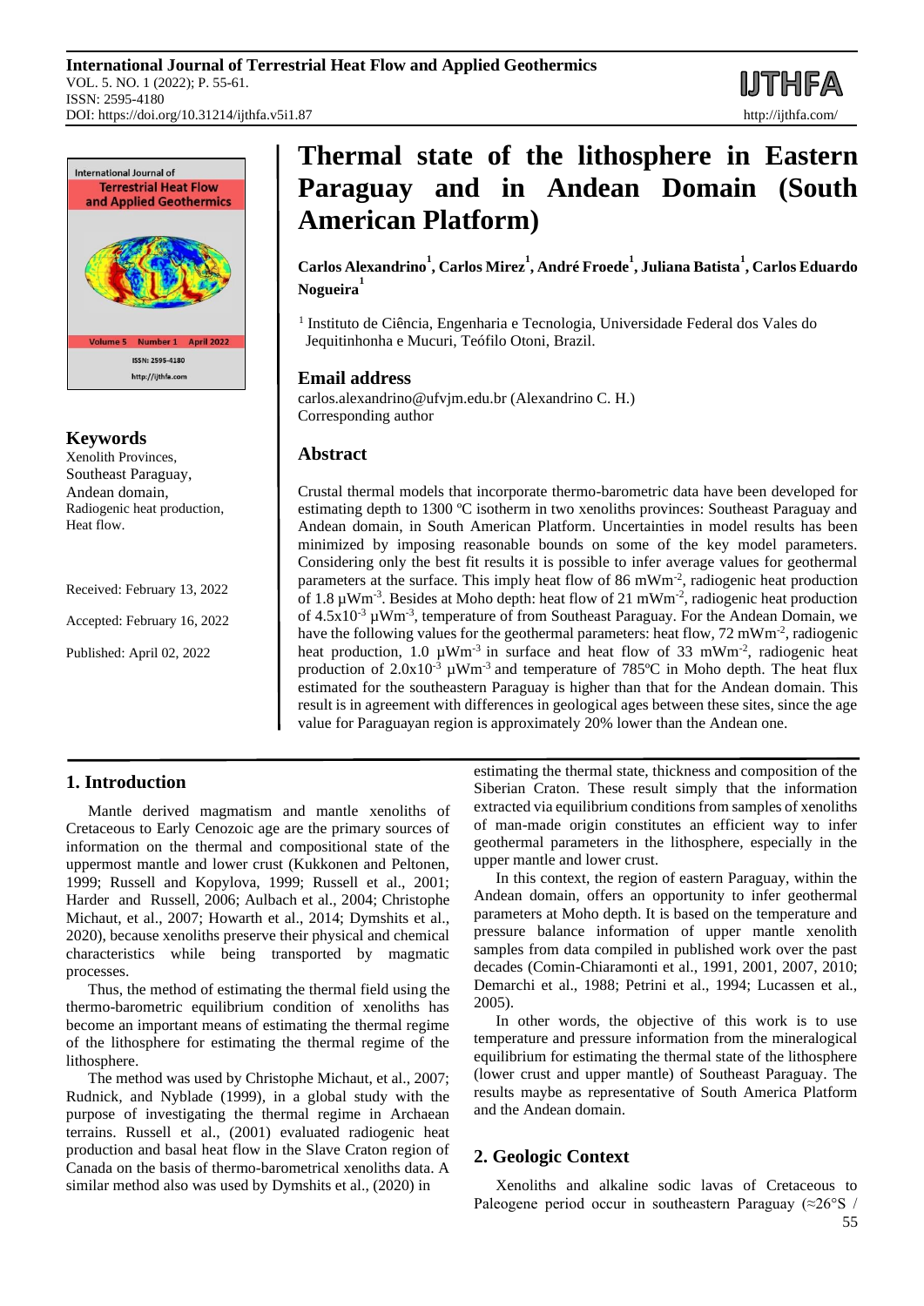# Thermal state of the lithosphere in Eastern Paraguay and in Andean Domain (South American Platform)

**Carlos Alexandrino[1], Carlos Mirez[1], André Froede[1], Juliana Batista[1], Carlos Eduardo Nogueira[1]**

[1] Instituto de Ciência, Engenharia e Tecnologia, Universidade Federal dos Vales do Jequitinhonha e Mucuri, Teófilo Otoni, Brazil.

## Email address

carlos.alexandrino@ufvjm.edu.br (Alexandrino C. H.)
Corresponding author

## Keywords

Xenolith Provinces,
Southeast Paraguay,
Andean domain,
Radiogenic heat production,
Heat flow.

Received: February 13, 2022

Accepted: February 16, 2022

Published: April 02, 2022

## Abstract

Crustal thermal models that incorporate thermo-barometric data have been developed for estimating depth to 1300 ºC isotherm in two xenoliths provinces: Southeast Paraguay and Andean domain, in South American Platform. Uncertainties in model results has been minimized by imposing reasonable bounds on some of the key model parameters. Considering only the best fit results it is possible to infer average values for geothermal parameters at the surface. This imply heat flow of 86 $mWm^{-2}$, radiogenic heat production of 1.8 $\mu Wm^{-3}$. Besides at Moho depth: heat flow of 21 $mWm^{-2}$, radiogenic heat production of $4.5x10^{-3}$ $\mu Wm^{-3}$, temperature of from Southeast Paraguay. For the Andean Domain, we have the following values for the geothermal parameters: heat flow, 72 $mWm^{-2}$, radiogenic heat production, 1.0 $\mu Wm^{-3}$ in surface and heat flow of 33 $mWm^{-2}$, radiogenic heat production of $2.0x10^{-3}$ $\mu Wm^{-3}$ and temperature of 785ºC in Moho depth. The heat flux estimated for the southeastern Paraguay is higher than that for the Andean domain. This result is in agreement with differences in geological ages between these sites, since the age value for Paraguayan region is approximately 20% lower than the Andean one.

## 1. Introduction

Mantle derived magmatism and mantle xenoliths of Cretaceous to Early Cenozoic age are the primary sources of information on the thermal and compositional state of the uppermost mantle and lower crust (Kukkonen and Peltonen, 1999; Russell and Kopylova, 1999; Russell et al., 2001; Harder and Russell, 2006; Aulbach et al., 2004; Christophe Michaut, et al., 2007; Howarth et al., 2014; Dymshits et al., 2020), because xenoliths preserve their physical and chemical characteristics while being transported by magmatic processes.

Thus, the method of estimating the thermal field using the thermo-barometric equilibrium condition of xenoliths has become an important means of estimating the thermal regime of the lithosphere for estimating the thermal regime of the lithosphere.

The method was used by Christophe Michaut, et al., 2007; Rudnick, and Nyblade (1999), in a global study with the purpose of investigating the thermal regime in Archaean terrains. Russell et al., (2001) evaluated radiogenic heat production and basal heat flow in the Slave Craton region of Canada on the basis of thermo-barometrical xenoliths data. A similar method also was used by Dymshits et al., (2020) in estimating the thermal state, thickness and composition of the Siberian Craton. These result simply that the information extracted via equilibrium conditions from samples of xenoliths of man-made origin constitutes an efficient way to infer geothermal parameters in the lithosphere, especially in the upper mantle and lower crust.

In this context, the region of eastern Paraguay, within the Andean domain, offers an opportunity to infer geothermal parameters at Moho depth. It is based on the temperature and pressure balance information of upper mantle xenolith samples from data compiled in published work over the past decades (Comin-Chiaramonti et al., 1991, 2001, 2007, 2010; Demarchi et al., 1988; Petrini et al., 1994; Lucassen et al., 2005).

In other words, the objective of this work is to use temperature and pressure information from the mineralogical equilibrium for estimating the thermal state of the lithosphere (lower crust and upper mantle) of Southeast Paraguay. The results maybe as representative of South America Platform and the Andean domain.

## 2. Geologic Context

Xenoliths and alkaline sodic lavas of Cretaceous to Paleogene period occur in southeastern Paraguay (≈26°S /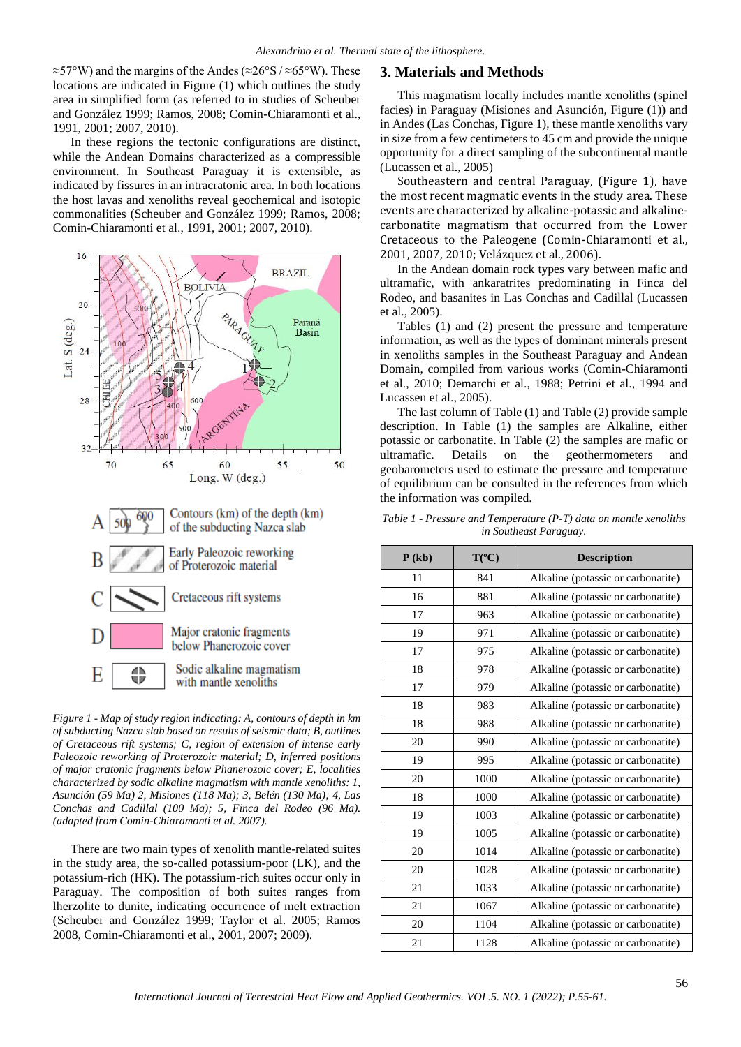≈57°W) and the margins of the Andes (≈26°S / ≈65°W). These locations are indicated in Figure (1) which outlines the study area in simplified form (as referred to in studies of Scheuber and González 1999; Ramos, 2008; Comin-Chiaramonti et al., 1991, 2001; 2007, 2010).

In these regions the tectonic configurations are distinct, while the Andean Domains characterized as a compressible environment. In Southeast Paraguay it is extensible, as indicated by fissures in an intracratonic area. In both locations the host lavas and xenoliths reveal geochemical and isotopic commonalities (Scheuber and González 1999; Ramos, 2008; Comin-Chiaramonti et al., 1991, 2001; 2007, 2010).

*Figure 1 - Map of study region indicating: A, contours of depth in km of subducting Nazca slab based on results of seismic data; B, outlines of Cretaceous rift systems; C, region of extension of intense early Paleozoic reworking of Proterozoic material; D, inferred positions of major cratonic fragments below Phanerozoic cover; E, localities characterized by sodic alkaline magmatism with mantle xenoliths: 1, Asunción (59 Ma) 2, Misiones (118 Ma); 3, Belén (130 Ma); 4, Las Conchas and Cadillal (100 Ma); 5, Finca del Rodeo (96 Ma). (adapted from Comin-Chiaramonti et al. 2007).*

There are two main types of xenolith mantle-related suites in the study area, the so-called potassium-poor (LK), and the potassium-rich (HK). The potassium-rich suites occur only in Paraguay. The composition of both suites ranges from lherzolite to dunite, indicating occurrence of melt extraction (Scheuber and González 1999; Taylor et al. 2005; Ramos 2008, Comin-Chiaramonti et al., 2001, 2007; 2009).

## 3. Materials and Methods

This magmatism locally includes mantle xenoliths (spinel facies) in Paraguay (Misiones and Asunción, Figure (1)) and in Andes (Las Conchas, Figure 1), these mantle xenoliths vary in size from a few centimeters to 45 cm and provide the unique opportunity for a direct sampling of the subcontinental mantle (Lucassen et al., 2005)

Southeastern and central Paraguay, (Figure 1), have the most recent magmatic events in the study area. These events are characterized by alkaline-potassic and alkaline-carbonatite magmatism that occurred from the Lower Cretaceous to the Paleogene (Comin-Chiaramonti et al., 2001, 2007, 2010; Velázquez et al., 2006).

In the Andean domain rock types vary between mafic and ultramafic, with ankaratrites predominating in Finca del Rodeo, and basanites in Las Conchas and Cadillal (Lucassen et al., 2005).

Tables (1) and (2) present the pressure and temperature information, as well as the types of dominant minerals present in xenoliths samples in the Southeast Paraguay and Andean Domain, compiled from various works (Comin-Chiaramonti et al., 2010; Demarchi et al., 1988; Petrini et al., 1994 and Lucassen et al., 2005).

The last column of Table (1) and Table (2) provide sample description. In Table (1) the samples are Alkaline, either potassic or carbonatite. In Table (2) the samples are mafic or ultramafic. Details on the geothermometers and geobarometers used to estimate the pressure and temperature of equilibrium can be consulted in the references from which the information was compiled.

*Table 1 - Pressure and Temperature (P-T) data on mantle xenoliths in Southeast Paraguay.*

| P (kb) | T(°C) | Description |
|---|---|---|
| 11 | 841 | Alkaline (potassic or carbonatite) |
| 16 | 881 | Alkaline (potassic or carbonatite) |
| 17 | 963 | Alkaline (potassic or carbonatite) |
| 19 | 971 | Alkaline (potassic or carbonatite) |
| 17 | 975 | Alkaline (potassic or carbonatite) |
| 18 | 978 | Alkaline (potassic or carbonatite) |
| 17 | 979 | Alkaline (potassic or carbonatite) |
| 18 | 983 | Alkaline (potassic or carbonatite) |
| 18 | 988 | Alkaline (potassic or carbonatite) |
| 20 | 990 | Alkaline (potassic or carbonatite) |
| 19 | 995 | Alkaline (potassic or carbonatite) |
| 20 | 1000 | Alkaline (potassic or carbonatite) |
| 18 | 1000 | Alkaline (potassic or carbonatite) |
| 19 | 1003 | Alkaline (potassic or carbonatite) |
| 19 | 1005 | Alkaline (potassic or carbonatite) |
| 20 | 1014 | Alkaline (potassic or carbonatite) |
| 20 | 1028 | Alkaline (potassic or carbonatite) |
| 21 | 1033 | Alkaline (potassic or carbonatite) |
| 21 | 1067 | Alkaline (potassic or carbonatite) |
| 20 | 1104 | Alkaline (potassic or carbonatite) |
| 21 | 1128 | Alkaline (potassic or carbonatite) |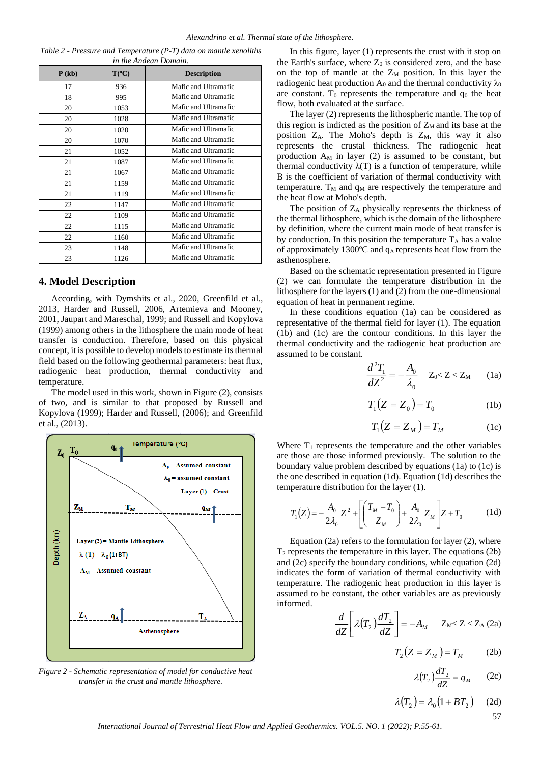Table 2 - Pressure and Temperature (P-T) data on mantle xenoliths in the Andean Domain.

| P (kb) | T(°C) | Description |
|---|---|---|
| 17 | 936 | Mafic and Ultramafic |
| 18 | 995 | Mafic and Ultramafic |
| 20 | 1053 | Mafic and Ultramafic |
| 20 | 1028 | Mafic and Ultramafic |
| 20 | 1020 | Mafic and Ultramafic |
| 20 | 1070 | Mafic and Ultramafic |
| 21 | 1052 | Mafic and Ultramafic |
| 21 | 1087 | Mafic and Ultramafic |
| 21 | 1067 | Mafic and Ultramafic |
| 21 | 1159 | Mafic and Ultramafic |
| 21 | 1119 | Mafic and Ultramafic |
| 22 | 1147 | Mafic and Ultramafic |
| 22 | 1109 | Mafic and Ultramafic |
| 22 | 1115 | Mafic and Ultramafic |
| 22 | 1160 | Mafic and Ultramafic |
| 23 | 1148 | Mafic and Ultramafic |
| 23 | 1126 | Mafic and Ultramafic |

## 4. Model Description

According, with Dymshits et al., 2020, Greenfild et al., 2013, Harder and Russell, 2006, Artemieva and Mooney, 2001, Jaupart and Mareschal, 1999; and Russell and Kopylova (1999) among others in the lithosphere the main mode of heat transfer is conduction. Therefore, based on this physical concept, it is possible to develop models to estimate its thermal field based on the following geothermal parameters: heat flux, radiogenic heat production, thermal conductivity and temperature.

The model used in this work, shown in Figure (2), consists of two, and is similar to that proposed by Russell and Kopylova (1999); Harder and Russell, (2006); and Greenfild et al., (2013).

Figure 2 - Schematic representation of model for conductive heat transfer in the crust and mantle lithosphere.

In this figure, layer (1) represents the crust with it stop on the Earth's surface, where $Z_0$ is considered zero, and the base on the top of mantle at the $Z_M$ position. In this layer the radiogenic heat production $A_0$ and the thermal conductivity $\lambda_0$ are constant. $T_0$ represents the temperature and $q_0$ the heat flow, both evaluated at the surface.

The layer (2) represents the lithospheric mantle. The top of this region is indicted as the position of $Z_M$ and its base at the position $Z_A$. The Moho's depth is $Z_M$, this way it also represents the crustal thickness. The radiogenic heat production $A_M$ in layer (2) is assumed to be constant, but thermal conductivity $\lambda(T)$ is a function of temperature, while B is the coefficient of variation of thermal conductivity with temperature. $T_M$ and $q_M$ are respectively the temperature and the heat flow at Moho's depth.

The position of $Z_A$ physically represents the thickness of the thermal lithosphere, which is the domain of the lithosphere by definition, where the current main mode of heat transfer is by conduction. In this position the temperature $T_A$ has a value of approximately 1300ºC and $q_A$ represents heat flow from the asthenosphere.

Based on the schematic representation presented in Figure (2) we can formulate the temperature distribution in the lithosphere for the layers (1) and (2) from the one-dimensional equation of heat in permanent regime.

In these conditions equation (1a) can be considered as representative of the thermal field for layer (1). The equation (1b) and (1c) are the contour conditions. In this layer the thermal conductivity and the radiogenic heat production are assumed to be constant.

$$\frac{d^2T_1}{dZ^2} = -\frac{A_0}{\lambda_0} \qquad Z_0 < Z < Z_M \tag{1a}$$

$$T_1(Z = Z_0) = T_0 \tag{1b}$$

$$T_1(Z = Z_M) = T_M \tag{1c}$$

Where $T_1$ represents the temperature and the other variables are those informed previously. The solution to the boundary value problem described by equations (1a) to (1c) is the one described in equation (1d). Equation (1d) describes the temperature distribution for the layer (1).

$$T_1(Z) = -\frac{A_0}{2\lambda_0}Z^2 + \left[\left(\frac{T_M - T_0}{Z_M}\right) + \frac{A_0}{2\lambda_0}Z_M\right]Z + T_0 \tag{1d}$$

Equation (2a) refers to the formulation for layer (2), where $T_2$ represents the temperature in this layer. The equations (2b) and (2c) specify the boundary conditions, while equation (2d) indicates the form of variation of thermal conductivity with temperature. The radiogenic heat production in this layer is assumed to be constant, the other variables are as previously informed.

$$\frac{d}{dZ}\left[\lambda(T_2)\frac{dT_2}{dZ}\right] = -A_M \qquad Z_M < Z < Z_A \tag{2a}$$

$$T_2(Z = Z_M) = T_M \tag{2b}$$

$$\lambda(T_2)\frac{dT_2}{dZ} = q_M \tag{2c}$$

$$\lambda(T_2) = \lambda_0(1 + BT_2) \tag{2d}$$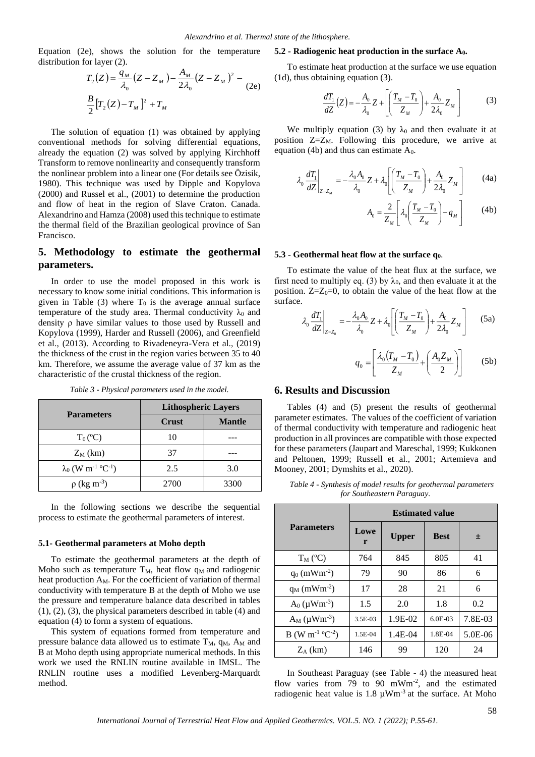Equation (2e), shows the solution for the temperature distribution for layer (2).

$$T_2(Z) = \frac{q_M}{\lambda_0}(Z - Z_M) - \frac{A_M}{2\lambda_0}(Z - Z_M)^2 - \frac{B}{2}\left[T_2(Z) - T_M\right]^2 + T_M \tag{2e}$$

The solution of equation (1) was obtained by applying conventional methods for solving differential equations, already the equation (2) was solved by applying Kirchhoff Transform to remove nonlinearity and consequently transform the nonlinear problem into a linear one (For details see Özisik, 1980). This technique was used by Dipple and Kopylova (2000) and Russel et al., (2001) to determine the production and flow of heat in the region of Slave Craton. Canada. Alexandrino and Hamza (2008) used this technique to estimate the thermal field of the Brazilian geological province of San Francisco.

## 5. Methodology to estimate the geothermal parameters.

In order to use the model proposed in this work is necessary to know some initial conditions. This information is given in Table (3) where $T_0$ is the average annual surface temperature of the study area. Thermal conductivity $\lambda_0$ and density ρ have similar values to those used by Russell and Kopylova (1999), Harder and Russell (2006), and Greenfield et al., (2013). According to Rivadeneyra-Vera et al., (2019) the thickness of the crust in the region varies between 35 to 40 km. Therefore, we assume the average value of 37 km as the characteristic of the crustal thickness of the region.

*Table 3 - Physical parameters used in the model.*

| Parameters | Lithospheric Layers | |
|---|---|---|
| | **Crust** | **Mantle** |
| $T_0$ (ºC) | 10 | --- |
| $Z_M$ (km) | 37 | --- |
| $\lambda_0$ (W m$^{-1}$ ºC$^{-1}$) | 2.5 | 3.0 |
| ρ (kg m$^{-3}$) | 2700 | 3300 |

In the following sections we describe the sequential process to estimate the geothermal parameters of interest.

### 5.1- Geothermal parameters at Moho depth

To estimate the geothermal parameters at the depth of Moho such as temperature $T_M$, heat flow $q_M$ and radiogenic heat production $A_M$. For the coefficient of variation of thermal conductivity with temperature B at the depth of Moho we use the pressure and temperature balance data described in tables (1), (2), (3), the physical parameters described in table (4) and equation (4) to form a system of equations.

This system of equations formed from temperature and pressure balance data allowed us to estimate $T_M$, $q_M$, $A_M$ and B at Moho depth using appropriate numerical methods. In this work we used the RNLIN routine available in IMSL. The RNLIN routine uses a modified Levenberg-Marquardt method.

### 5.2 - Radiogenic heat production in the surface $A_0$.

To estimate heat production at the surface we use equation (1d), thus obtaining equation (3).

$$\frac{dT_1}{dZ}(Z) = -\frac{A_0}{\lambda_0}Z + \left[\left(\frac{T_M - T_0}{Z_M}\right) + \frac{A_0}{2\lambda_0}Z_M\right] \tag{3}$$

We multiply equation (3) by $\lambda_0$ and then evaluate it at position $Z=Z_M$. Following this procedure, we arrive at equation (4b) and thus can estimate $A_0$.

$$\lambda_0 \left.\frac{dT_1}{dZ}\right|_{Z=Z_M} = -\frac{\lambda_0 A_0}{\lambda_0}Z + \lambda_0\left[\left(\frac{T_M - T_0}{Z_M}\right) + \frac{A_0}{2\lambda_0}Z_M\right] \tag{4a}$$

$$A_0 = \frac{2}{Z_M}\left[\lambda_0\left(\frac{T_M - T_0}{Z_M}\right) - q_M\right] \tag{4b}$$

### 5.3 - Geothermal heat flow at the surface $q_0$.

To estimate the value of the heat flux at the surface, we first need to multiply eq. (3) by $\lambda_0$, and then evaluate it at the position. $Z=Z_0=0$, to obtain the value of the heat flow at the surface.

$$\lambda_0 \left.\frac{dT_1}{dZ}\right|_{Z=Z_0} = -\frac{\lambda_0 A_0}{\lambda_0}Z + \lambda_0\left[\left(\frac{T_M - T_0}{Z_M}\right) + \frac{A_0}{2\lambda_0}Z_M\right] \tag{5a}$$

$$q_0 = \left[\frac{\lambda_0(T_M - T_0)}{Z_M} + \left(\frac{A_0 Z_M}{2}\right)\right] \tag{5b}$$

## 6. Results and Discussion

Tables (4) and (5) present the results of geothermal parameter estimates. The values of the coefficient of variation of thermal conductivity with temperature and radiogenic heat production in all provinces are compatible with those expected for these parameters (Jaupart and Mareschal, 1999; Kukkonen and Peltonen, 1999; Russell et al., 2001; Artemieva and Mooney, 2001; Dymshits et al., 2020).

*Table 4 - Synthesis of model results for geothermal parameters for Southeastern Paraguay.*

| Parameters | Estimated value | | | |
|---|---|---|---|---|
| | **Lower** | **Upper** | **Best** | **±** |
| $T_M$ (ºC) | 764 | 845 | 805 | 41 |
| $q_0$ (mWm$^{-2}$) | 79 | 90 | 86 | 6 |
| $q_M$ (mWm$^{-2}$) | 17 | 28 | 21 | 6 |
| $A_0$ (µWm$^{-3}$) | 1.5 | 2.0 | 1.8 | 0.2 |
| $A_M$ (µWm$^{-3}$) | 3.5E-03 | 1.9E-02 | 6.0E-03 | 7.8E-03 |
| B (W m$^{-1}$ ºC$^{-2}$) | 1.5E-04 | 1.4E-04 | 1.8E-04 | 5.0E-06 |
| $Z_A$ (km) | 146 | 99 | 120 | 24 |

In Southeast Paraguay (see Table - 4) the measured heat flow varies from 79 to 90 mWm$^{-2}$, and the estimated radiogenic heat value is 1.8 µWm$^{-3}$ at the surface. At Moho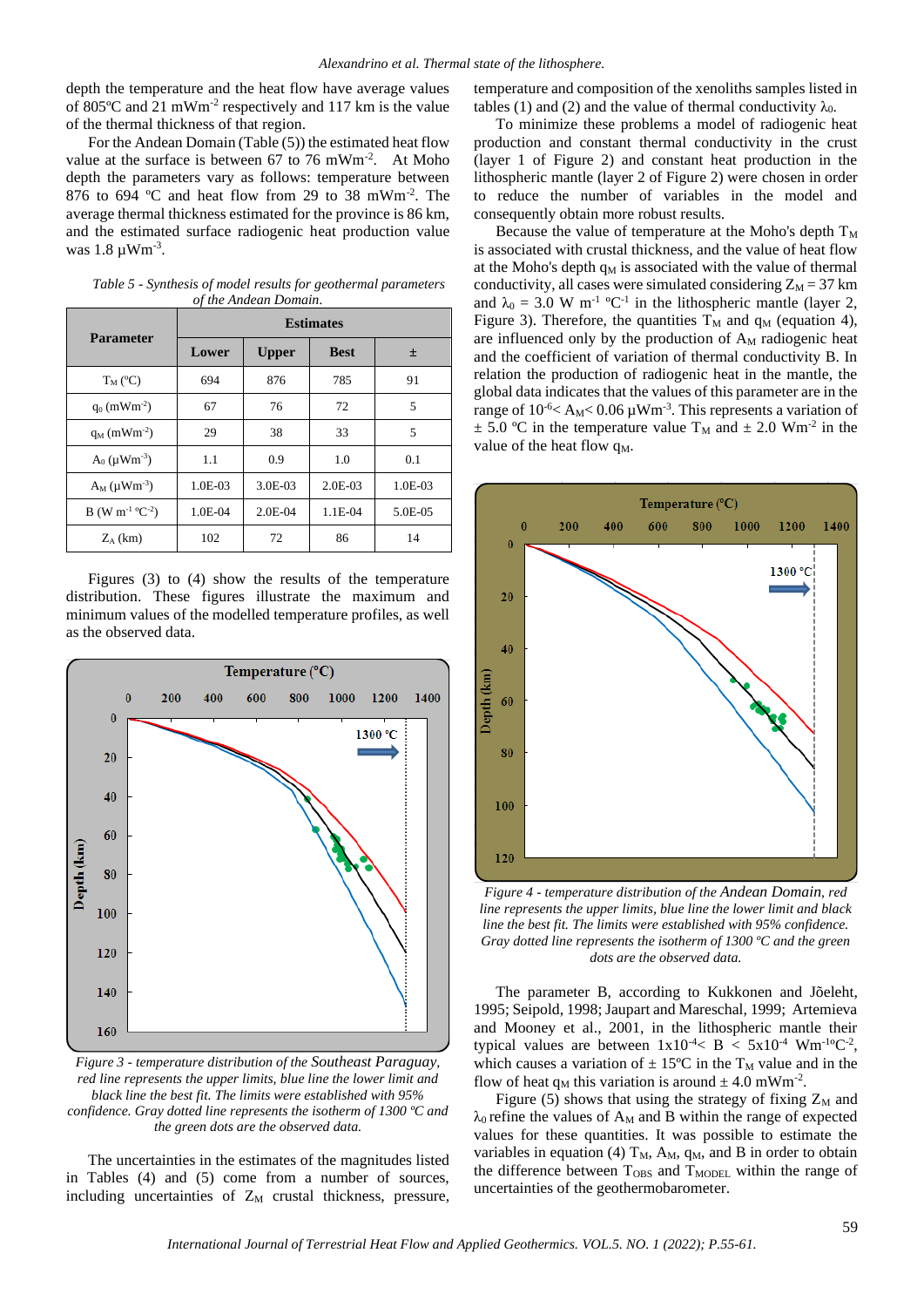depth the temperature and the heat flow have average values of 805ºC and 21 mWm$^{-2}$ respectively and 117 km is the value of the thermal thickness of that region.

For the Andean Domain (Table (5)) the estimated heat flow value at the surface is between 67 to 76 mWm$^{-2}$. At Moho depth the parameters vary as follows: temperature between 876 to 694 ºC and heat flow from 29 to 38 mWm$^{-2}$. The average thermal thickness estimated for the province is 86 km, and the estimated surface radiogenic heat production value was 1.8 µWm$^{-3}$.

*Table 5 - Synthesis of model results for geothermal parameters of the Andean Domain.*

| Parameter | Estimates | | | |
|---|---|---|---|---|
| | Lower | Upper | Best | ± |
| $T_M$ (ºC) | 694 | 876 | 785 | 91 |
| $q_0$ (mWm$^{-2}$) | 67 | 76 | 72 | 5 |
| $q_M$ (mWm$^{-2}$) | 29 | 38 | 33 | 5 |
| $A_0$ (µWm$^{-3}$) | 1.1 | 0.9 | 1.0 | 0.1 |
| $A_M$ (µWm$^{-3}$) | 1.0E-03 | 3.0E-03 | 2.0E-03 | 1.0E-03 |
| B (W m$^{-1}$ ºC$^{-2}$) | 1.0E-04 | 2.0E-04 | 1.1E-04 | 5.0E-05 |
| $Z_A$ (km) | 102 | 72 | 86 | 14 |

Figures (3) to (4) show the results of the temperature distribution. These figures illustrate the maximum and minimum values of the modelled temperature profiles, as well as the observed data.

*Figure 3 - temperature distribution of the Southeast Paraguay, red line represents the upper limits, blue line the lower limit and black line the best fit. The limits were established with 95% confidence. Gray dotted line represents the isotherm of 1300 ºC and the green dots are the observed data.*

The uncertainties in the estimates of the magnitudes listed in Tables (4) and (5) come from a number of sources, including uncertainties of $Z_M$ crustal thickness, pressure, temperature and composition of the xenoliths samples listed in tables (1) and (2) and the value of thermal conductivity $\lambda_0$.

To minimize these problems a model of radiogenic heat production and constant thermal conductivity in the crust (layer 1 of Figure 2) and constant heat production in the lithospheric mantle (layer 2 of Figure 2) were chosen in order to reduce the number of variables in the model and consequently obtain more robust results.

Because the value of temperature at the Moho's depth $T_M$ is associated with crustal thickness, and the value of heat flow at the Moho's depth $q_M$ is associated with the value of thermal conductivity, all cases were simulated considering $Z_M$ = 37 km and $\lambda_0$ = 3.0 W m$^{-1}$ ºC$^{-1}$ in the lithospheric mantle (layer 2, Figure 3). Therefore, the quantities $T_M$ and $q_M$ (equation 4), are influenced only by the production of $A_M$ radiogenic heat and the coefficient of variation of thermal conductivity B. In relation the production of radiogenic heat in the mantle, the global data indicates that the values of this parameter are in the range of $10^{-6} < A_M < 0.06$ µWm$^{-3}$. This represents a variation of ± 5.0 ºC in the temperature value $T_M$ and ± 2.0 Wm$^{-2}$ in the value of the heat flow $q_M$.

*Figure 4 - temperature distribution of the Andean Domain, red line represents the upper limits, blue line the lower limit and black line the best fit. The limits were established with 95% confidence. Gray dotted line represents the isotherm of 1300 ºC and the green dots are the observed data.*

The parameter B, according to Kukkonen and Jõeleht, 1995; Seipold, 1998; Jaupart and Mareschal, 1999; Artemieva and Mooney et al., 2001, in the lithospheric mantle their typical values are between $1\times10^{-4} < B < 5\times10^{-4}$ Wm$^{-1}$ºC$^{-2}$, which causes a variation of ± 15ºC in the $T_M$ value and in the flow of heat $q_M$ this variation is around ± 4.0 mWm$^{-2}$.

Figure (5) shows that using the strategy of fixing $Z_M$ and $\lambda_0$ refine the values of $A_M$ and B within the range of expected values for these quantities. It was possible to estimate the variables in equation (4) $T_M$, $A_M$, $q_M$, and B in order to obtain the difference between $T_{OBS}$ and $T_{MODEL}$ within the range of uncertainties of the geothermobarometer.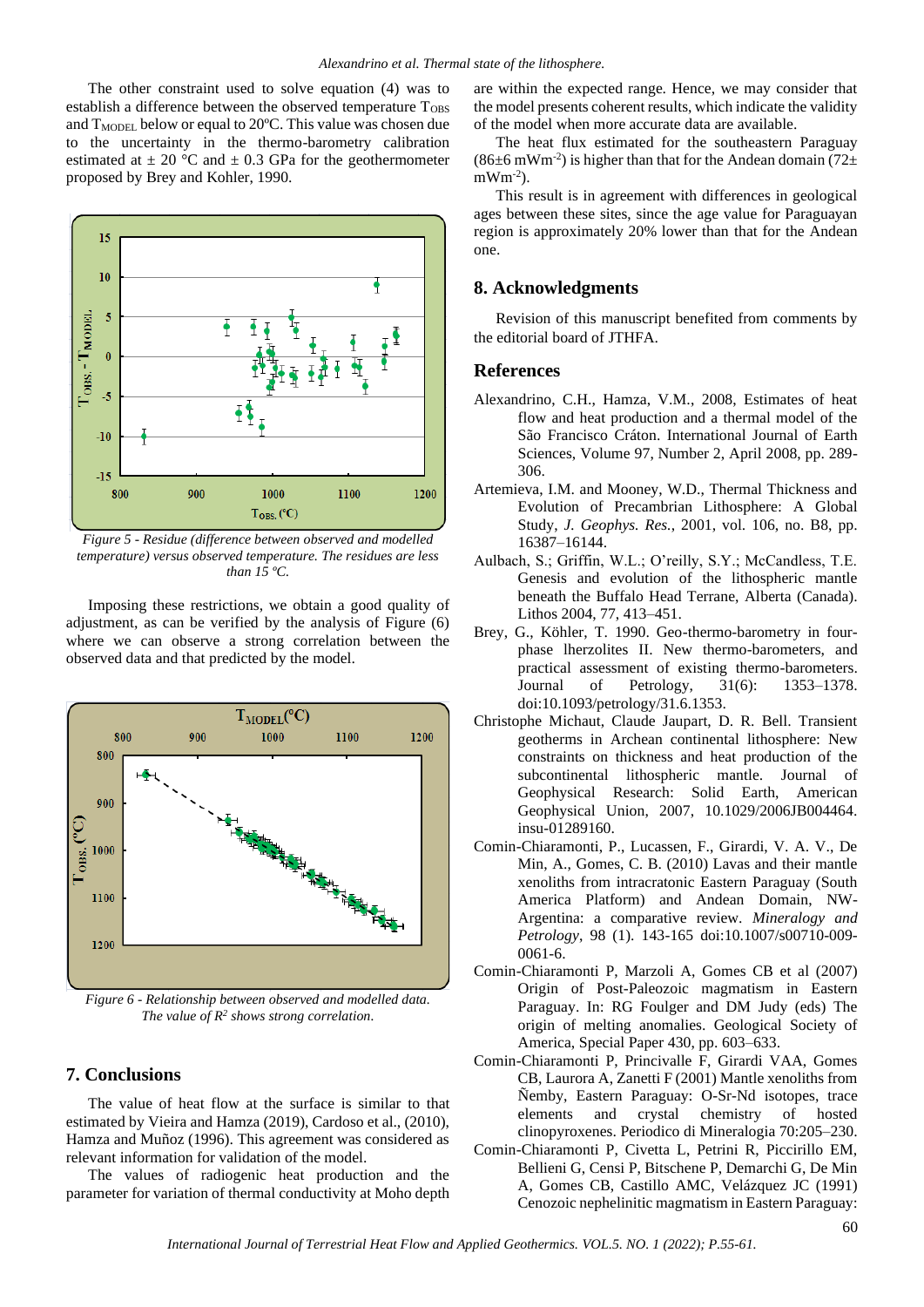The other constraint used to solve equation (4) was to establish a difference between the observed temperature $T_{OBS}$ and $T_{MODEL}$ below or equal to 20ºC. This value was chosen due to the uncertainty in the thermo-barometry calibration estimated at ± 20 °C and ± 0.3 GPa for the geothermometer proposed by Brey and Kohler, 1990.

*Figure 5 - Residue (difference between observed and modelled temperature) versus observed temperature. The residues are less than 15 ºC.*

Imposing these restrictions, we obtain a good quality of adjustment, as can be verified by the analysis of Figure (6) where we can observe a strong correlation between the observed data and that predicted by the model.

*Figure 6 - Relationship between observed and modelled data. The value of $R^2$ shows strong correlation.*

## 7. Conclusions

The value of heat flow at the surface is similar to that estimated by Vieira and Hamza (2019), Cardoso et al., (2010), Hamza and Muñoz (1996). This agreement was considered as relevant information for validation of the model.

The values of radiogenic heat production and the parameter for variation of thermal conductivity at Moho depth are within the expected range. Hence, we may consider that the model presents coherent results, which indicate the validity of the model when more accurate data are available.

The heat flux estimated for the southeastern Paraguay (86±6 $mWm^{-2}$) is higher than that for the Andean domain (72± $mWm^{-2}$).

This result is in agreement with differences in geological ages between these sites, since the age value for Paraguayan region is approximately 20% lower than that for the Andean one.

## 8. Acknowledgments

Revision of this manuscript benefited from comments by the editorial board of JTHFA.

## References

Alexandrino, C.H., Hamza, V.M., 2008, Estimates of heat flow and heat production and a thermal model of the São Francisco Cráton. International Journal of Earth Sciences, Volume 97, Number 2, April 2008, pp. 289-306.

Artemieva, I.M. and Mooney, W.D., Thermal Thickness and Evolution of Precambrian Lithosphere: A Global Study, *J. Geophys. Res.*, 2001, vol. 106, no. B8, pp. 16387–16144.

Aulbach, S.; Griffin, W.L.; O'reilly, S.Y.; McCandless, T.E. Genesis and evolution of the lithospheric mantle beneath the Buffalo Head Terrane, Alberta (Canada). Lithos 2004, 77, 413–451.

Brey, G., Köhler, T. 1990. Geo-thermo-barometry in four-phase lherzolites II. New thermo-barometers, and practical assessment of existing thermo-barometers. Journal of Petrology, 31(6): 1353–1378. doi:10.1093/petrology/31.6.1353.

Christophe Michaut, Claude Jaupart, D. R. Bell. Transient geotherms in Archean continental lithosphere: New constraints on thickness and heat production of the subcontinental lithospheric mantle. Journal of Geophysical Research: Solid Earth, American Geophysical Union, 2007, 10.1029/2006JB004464. insu-01289160.

Comin-Chiaramonti, P., Lucassen, F., Girardi, V. A. V., De Min, A., Gomes, C. B. (2010) Lavas and their mantle xenoliths from intracratonic Eastern Paraguay (South America Platform) and Andean Domain, NW-Argentina: a comparative review. *Mineralogy and Petrology*, 98 (1). 143-165 doi:10.1007/s00710-009-0061-6.

Comin-Chiaramonti P, Marzoli A, Gomes CB et al (2007) Origin of Post-Paleozoic magmatism in Eastern Paraguay. In: RG Foulger and DM Judy (eds) The origin of melting anomalies. Geological Society of America, Special Paper 430, pp. 603–633.

Comin-Chiaramonti P, Princivalle F, Girardi VAA, Gomes CB, Laurora A, Zanetti F (2001) Mantle xenoliths from Ñemby, Eastern Paraguay: O-Sr-Nd isotopes, trace elements and crystal chemistry of hosted clinopyroxenes. Periodico di Mineralogia 70:205–230.

Comin-Chiaramonti P, Civetta L, Petrini R, Piccirillo EM, Bellieni G, Censi P, Bitschene P, Demarchi G, De Min A, Gomes CB, Castillo AMC, Velázquez JC (1991) Cenozoic nephelinitic magmatism in Eastern Paraguay: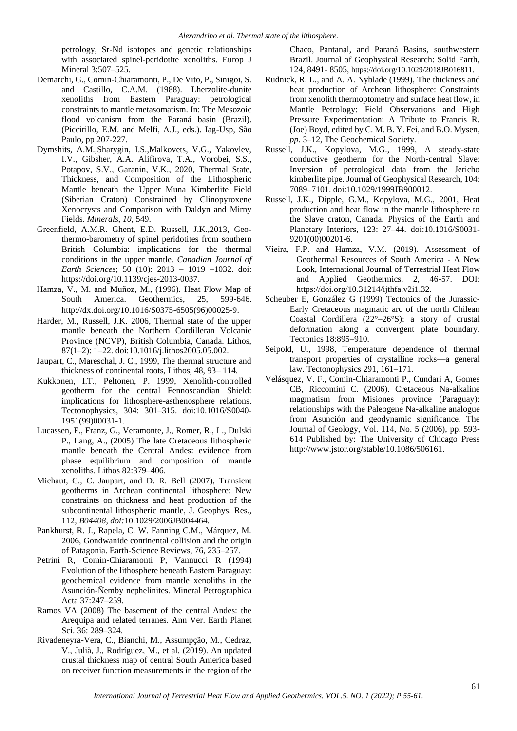petrology, Sr-Nd isotopes and genetic relationships with associated spinel-peridotite xenoliths. Europ J Mineral 3:507–525.

Demarchi, G., Comin-Chiaramonti, P., De Vito, P., Sinigoi, S. and Castillo, C.A.M. (1988). Lherzolite-dunite xenoliths from Eastern Paraguay: petrological constraints to mantle metasomatism. In: The Mesozoic flood volcanism from the Paraná basin (Brazil). (Piccirillo, E.M. and Melfi, A.J., eds.). Iag-Usp, São Paulo, pp 207-227.

Dymshits, A.M.,Sharygin, I.S.,Malkovets, V.G., Yakovlev, I.V., Gibsher, A.A. Alifirova, T.A., Vorobei, S.S., Potapov, S.V., Garanin, V.K., 2020, Thermal State, Thickness, and Composition of the Lithospheric Mantle beneath the Upper Muna Kimberlite Field (Siberian Craton) Constrained by Clinopyroxene Xenocrysts and Comparison with Daldyn and Mirny Fields. *Minerals*, *10*, 549.

Greenfield, A.M.R. Ghent, E.D. Russell, J.K.,2013, Geo-thermo-barometry of spinel peridotites from southern British Columbia: implications for the thermal conditions in the upper mantle. *Canadian Journal of Earth Sciences*; 50 (10): 2013 – 1019 –1032. doi: https://doi.org/10.1139/cjes-2013-0037.

Hamza, V., M. and Muñoz, M., (1996). Heat Flow Map of South America. Geothermics, 25, 599-646. http://dx.doi.org/10.1016/S0375-6505(96)00025-9.

Harder, M., Russell, J.K. 2006, Thermal state of the upper mantle beneath the Northern Cordilleran Volcanic Province (NCVP), British Columbia, Canada. Lithos, 87(1–2): 1–22. doi:10.1016/j.lithos2005.05.002.

Jaupart, C., Mareschal, J. C., 1999, The thermal structure and thickness of continental roots, Lithos, 48, 93– 114.

Kukkonen, I.T., Peltonen, P. 1999, Xenolith-controlled geotherm for the central Fennoscandian Shield: implications for lithosphere-asthenosphere relations. Tectonophysics, 304: 301–315. doi:10.1016/S0040-1951(99)00031-1.

Lucassen, F., Franz, G., Veramonte, J., Romer, R., L., Dulski P., Lang, A., (2005) The late Cretaceous lithospheric mantle beneath the Central Andes: evidence from phase equilibrium and composition of mantle xenoliths. Lithos 82:379–406.

Michaut, C., C. Jaupart, and D. R. Bell (2007), Transient geotherms in Archean continental lithosphere: New constraints on thickness and heat production of the subcontinental lithospheric mantle, J. Geophys. Res., 112, *B04408, doi:*10.1029/2006JB004464.

Pankhurst, R. J., Rapela, C. W. Fanning C.M., Márquez, M. 2006, Gondwanide continental collision and the origin of Patagonia. Earth-Science Reviews, 76, 235–257.

Petrini R, Comin-Chiaramonti P, Vannucci R (1994) Evolution of the lithosphere beneath Eastern Paraguay: geochemical evidence from mantle xenoliths in the Asunción-Ñemby nephelinites. Mineral Petrographica Acta 37:247–259.

Ramos VA (2008) The basement of the central Andes: the Arequipa and related terranes. Ann Ver. Earth Planet Sci. 36: 289–324.

Rivadeneyra-Vera, C., Bianchi, M., Assumpção, M., Cedraz, V., Julià, J., Rodríguez, M., et al. (2019). An updated crustal thickness map of central South America based on receiver function measurements in the region of the Chaco, Pantanal, and Paraná Basins, southwestern Brazil. Journal of Geophysical Research: Solid Earth, 124, 8491- 8505, https://doi.org/10.1029/2018JB016811.

Rudnick, R. L., and A. A. Nyblade (1999), The thickness and heat production of Archean lithosphere: Constraints from xenolith thermoptometry and surface heat flow, in Mantle Petrology: Field Observations and High Pressure Experimentation: A Tribute to Francis R. (Joe) Boyd, edited by C. M. B. Y. Fei, and B.O. Mysen, *pp.* 3–12, The Geochemical Society.

Russell, J.K., Kopylova, M.G., 1999, A steady-state conductive geotherm for the North-central Slave: Inversion of petrological data from the Jericho kimberlite pipe. Journal of Geophysical Research, 104: 7089–7101. doi:10.1029/1999JB900012.

Russell, J.K., Dipple, G.M., Kopylova, M.G., 2001, Heat production and heat flow in the mantle lithosphere to the Slave craton, Canada. Physics of the Earth and Planetary Interiors, 123: 27–44. doi:10.1016/S0031-9201(00)00201-6.

Vieira, F.P. and Hamza, V.M. (2019). Assessment of Geothermal Resources of South America - A New Look, International Journal of Terrestrial Heat Flow and Applied Geothermics, 2, 46-57. DOI: https://doi.org/10.31214/ijthfa.v2i1.32.

Scheuber E, González G (1999) Tectonics of the Jurassic-Early Cretaceous magmatic arc of the north Chilean Coastal Cordillera (22°–26°S): a story of crustal deformation along a convergent plate boundary. Tectonics 18:895–910.

Seipold, U., 1998, Temperature dependence of thermal transport properties of crystalline rocks—a general law. Tectonophysics 291, 161–171.

Velásquez, V. F., Comin-Chiaramonti P., Cundari A, Gomes CB, Riccomini C. (2006). Cretaceous Na-alkaline magmatism from Misiones province (Paraguay): relationships with the Paleogene Na-alkaline analogue from Asunción and geodynamic significance. The Journal of Geology, Vol. 114, No. 5 (2006), pp. 593-614 Published by: The University of Chicago Press http://www.jstor.org/stable/10.1086/506161.